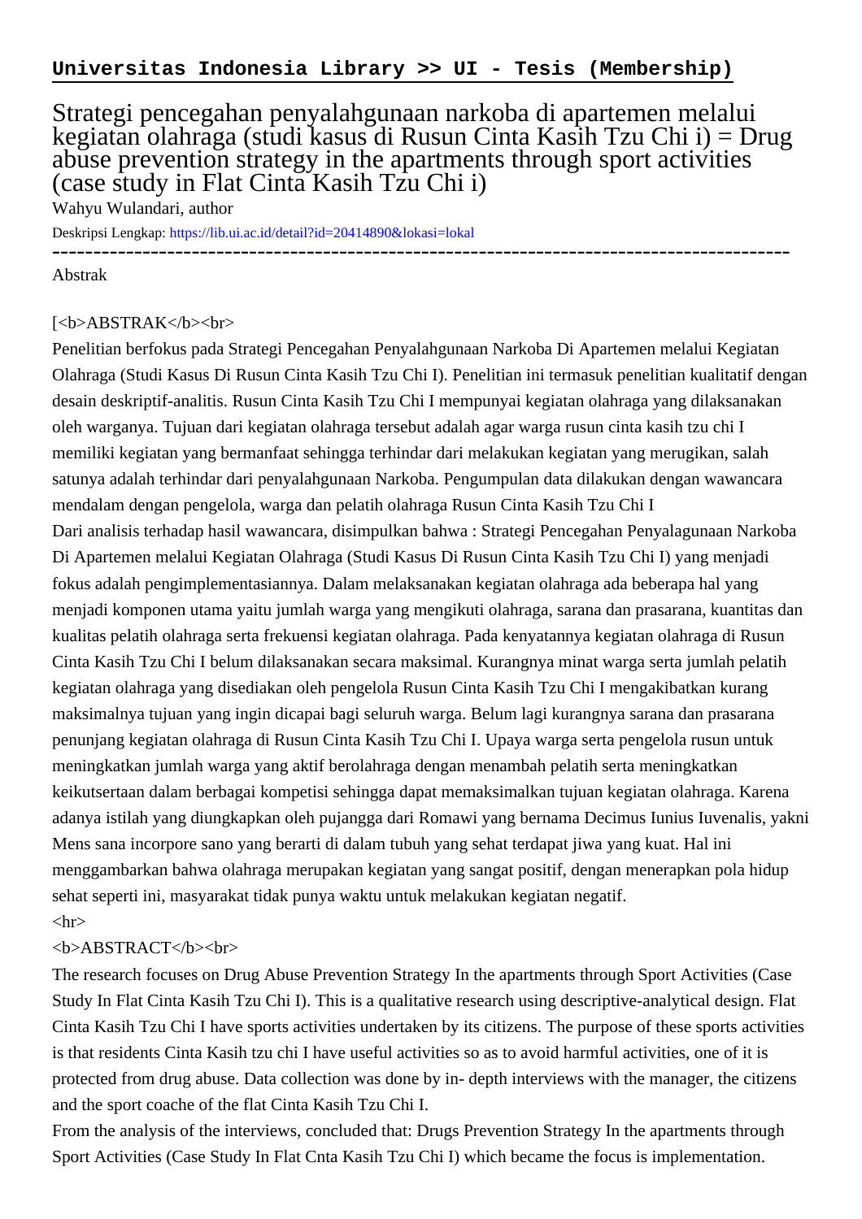**Universitas Indonesia Library >> UI - Tesis (Membership)**

# Strategi pencegahan penyalahgunaan narkoba di apartemen melalui kegiatan olahraga (studi kasus di Rusun Cinta Kasih Tzu Chi i) = Drug abuse prevention strategy in the apartments through sport activities (case study in Flat Cinta Kasih Tzu Chi i)

Wahyu Wulandari, author

Deskripsi Lengkap: https://lib.ui.ac.id/detail?id=20414890&lokasi=lokal

------------------------------------------------------------------------------------------

Abstrak

[<b>ABSTRAK</b><br>

Penelitian berfokus pada Strategi Pencegahan Penyalahgunaan Narkoba Di Apartemen melalui Kegiatan Olahraga (Studi Kasus Di Rusun Cinta Kasih Tzu Chi I). Penelitian ini termasuk penelitian kualitatif dengan desain deskriptif-analitis. Rusun Cinta Kasih Tzu Chi I mempunyai kegiatan olahraga yang dilaksanakan oleh warganya. Tujuan dari kegiatan olahraga tersebut adalah agar warga rusun cinta kasih tzu chi I memiliki kegiatan yang bermanfaat sehingga terhindar dari melakukan kegiatan yang merugikan, salah satunya adalah terhindar dari penyalahgunaan Narkoba. Pengumpulan data dilakukan dengan wawancara mendalam dengan pengelola, warga dan pelatih olahraga Rusun Cinta Kasih Tzu Chi I

Dari analisis terhadap hasil wawancara, disimpulkan bahwa : Strategi Pencegahan Penyalagunaan Narkoba Di Apartemen melalui Kegiatan Olahraga (Studi Kasus Di Rusun Cinta Kasih Tzu Chi I) yang menjadi fokus adalah pengimplementasiannya. Dalam melaksanakan kegiatan olahraga ada beberapa hal yang menjadi komponen utama yaitu jumlah warga yang mengikuti olahraga, sarana dan prasarana, kuantitas dan kualitas pelatih olahraga serta frekuensi kegiatan olahraga. Pada kenyataannya kegiatan olahraga di Rusun Cinta Kasih Tzu Chi I belum dilaksanakan secara maksimal. Kurangnya minat warga serta jumlah pelatih kegiatan olahraga yang disediakan oleh pengelola Rusun Cinta Kasih Tzu Chi I mengakibatkan kurang maksimalnya tujuan yang ingin dicapai bagi seluruh warga. Belum lagi kurangnya sarana dan prasarana penunjang kegiatan olahraga di Rusun Cinta Kasih Tzu Chi I. Upaya warga serta pengelola rusun untuk meningkatkan jumlah warga yang aktif berolahraga dengan menambah pelatih serta meningkatkan keikutsertaan dalam berbagai kompetisi sehingga dapat memaksimalkan tujuan kegiatan olahraga. Karena adanya istilah yang diungkapkan oleh pujangga dari Romawi yang bernama Decimus Iunius Iuvenalis, yakni Mens sana incorpore sano yang berarti di dalam tubuh yang sehat terdapat jiwa yang kuat. Hal ini menggambarkan bahwa olahraga merupakan kegiatan yang sangat positif, dengan menerapkan pola hidup sehat seperti ini, masyarakat tidak punya waktu untuk melakukan kegiatan negatif.
<hr>
<b>ABSTRACT</b><br>

The research focuses on Drug Abuse Prevention Strategy In the apartments through Sport Activities (Case Study In Flat Cinta Kasih Tzu Chi I). This is a qualitative research using descriptive-analytical design. Flat Cinta Kasih Tzu Chi I have sports activities undertaken by its citizens. The purpose of these sports activities is that residents Cinta Kasih tzu chi I have useful activities so as to avoid harmful activities, one of it is protected from drug abuse. Data collection was done by in- depth interviews with the manager, the citizens and the sport coache of the flat Cinta Kasih Tzu Chi I.

From the analysis of the interviews, concluded that: Drugs Prevention Strategy In the apartments through Sport Activities (Case Study In Flat Cnta Kasih Tzu Chi I) which became the focus is implementation.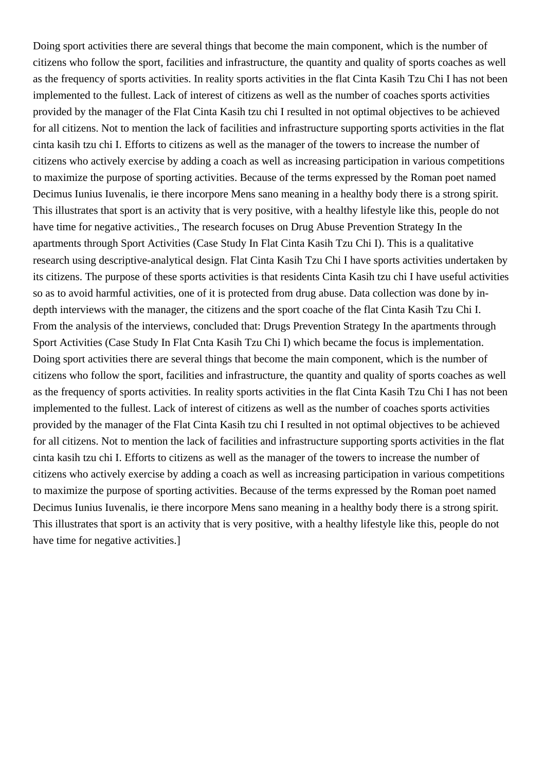Doing sport activities there are several things that become the main component, which is the number of citizens who follow the sport, facilities and infrastructure, the quantity and quality of sports coaches as well as the frequency of sports activities. In reality sports activities in the flat Cinta Kasih Tzu Chi I has not been implemented to the fullest. Lack of interest of citizens as well as the number of coaches sports activities provided by the manager of the Flat Cinta Kasih tzu chi I resulted in not optimal objectives to be achieved for all citizens. Not to mention the lack of facilities and infrastructure supporting sports activities in the flat cinta kasih tzu chi I. Efforts to citizens as well as the manager of the towers to increase the number of citizens who actively exercise by adding a coach as well as increasing participation in various competitions to maximize the purpose of sporting activities. Because of the terms expressed by the Roman poet named Decimus Iunius Iuvenalis, ie there incorpore Mens sano meaning in a healthy body there is a strong spirit. This illustrates that sport is an activity that is very positive, with a healthy lifestyle like this, people do not have time for negative activities., The research focuses on Drug Abuse Prevention Strategy In the apartments through Sport Activities (Case Study In Flat Cinta Kasih Tzu Chi I). This is a qualitative research using descriptive-analytical design. Flat Cinta Kasih Tzu Chi I have sports activities undertaken by its citizens. The purpose of these sports activities is that residents Cinta Kasih tzu chi I have useful activities so as to avoid harmful activities, one of it is protected from drug abuse. Data collection was done by in-depth interviews with the manager, the citizens and the sport coache of the flat Cinta Kasih Tzu Chi I. From the analysis of the interviews, concluded that: Drugs Prevention Strategy In the apartments through Sport Activities (Case Study In Flat Cnta Kasih Tzu Chi I) which became the focus is implementation. Doing sport activities there are several things that become the main component, which is the number of citizens who follow the sport, facilities and infrastructure, the quantity and quality of sports coaches as well as the frequency of sports activities. In reality sports activities in the flat Cinta Kasih Tzu Chi I has not been implemented to the fullest. Lack of interest of citizens as well as the number of coaches sports activities provided by the manager of the Flat Cinta Kasih tzu chi I resulted in not optimal objectives to be achieved for all citizens. Not to mention the lack of facilities and infrastructure supporting sports activities in the flat cinta kasih tzu chi I. Efforts to citizens as well as the manager of the towers to increase the number of citizens who actively exercise by adding a coach as well as increasing participation in various competitions to maximize the purpose of sporting activities. Because of the terms expressed by the Roman poet named Decimus Iunius Iuvenalis, ie there incorpore Mens sano meaning in a healthy body there is a strong spirit. This illustrates that sport is an activity that is very positive, with a healthy lifestyle like this, people do not have time for negative activities.]